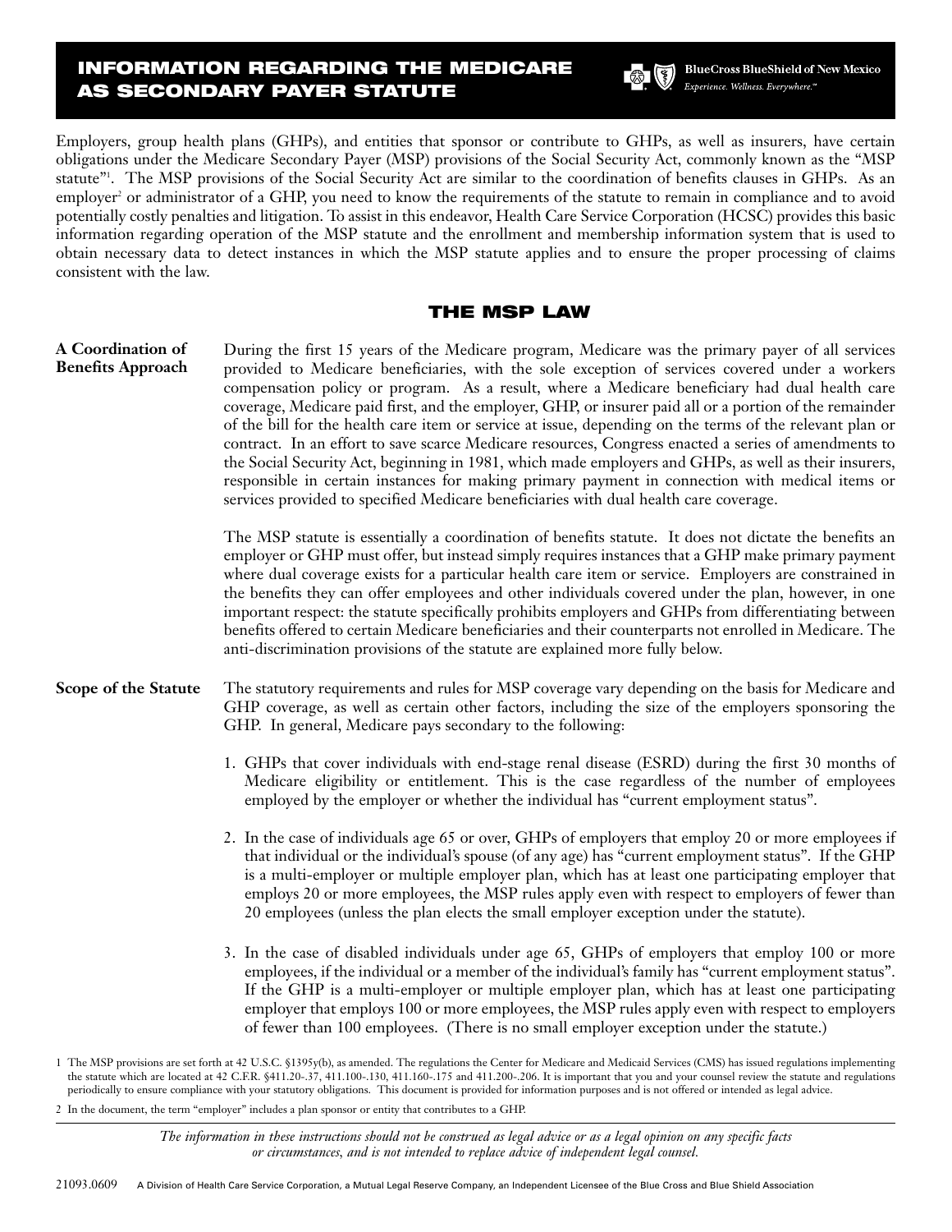# INFORMATION REGARDING THE MEDICARE AS SECONDARY PAYER STATUTE

BlueCross BlueShield of New Mexico
*Experience. Wellness. Everywhere.*

Employers, group health plans (GHPs), and entities that sponsor or contribute to GHPs, as well as insurers, have certain obligations under the Medicare Secondary Payer (MSP) provisions of the Social Security Act, commonly known as the "MSP statute"[1]. The MSP provisions of the Social Security Act are similar to the coordination of benefits clauses in GHPs. As an employer[2] or administrator of a GHP, you need to know the requirements of the statute to remain in compliance and to avoid potentially costly penalties and litigation. To assist in this endeavor, Health Care Service Corporation (HCSC) provides this basic information regarding operation of the MSP statute and the enrollment and membership information system that is used to obtain necessary data to detect instances in which the MSP statute applies and to ensure the proper processing of claims consistent with the law.

## THE MSP LAW

**A Coordination of Benefits Approach**

During the first 15 years of the Medicare program, Medicare was the primary payer of all services provided to Medicare beneficiaries, with the sole exception of services covered under a workers compensation policy or program. As a result, where a Medicare beneficiary had dual health care coverage, Medicare paid first, and the employer, GHP, or insurer paid all or a portion of the remainder of the bill for the health care item or service at issue, depending on the terms of the relevant plan or contract. In an effort to save scarce Medicare resources, Congress enacted a series of amendments to the Social Security Act, beginning in 1981, which made employers and GHPs, as well as their insurers, responsible in certain instances for making primary payment in connection with medical items or services provided to specified Medicare beneficiaries with dual health care coverage.

The MSP statute is essentially a coordination of benefits statute. It does not dictate the benefits an employer or GHP must offer, but instead simply requires instances that a GHP make primary payment where dual coverage exists for a particular health care item or service. Employers are constrained in the benefits they can offer employees and other individuals covered under the plan, however, in one important respect: the statute specifically prohibits employers and GHPs from differentiating between benefits offered to certain Medicare beneficiaries and their counterparts not enrolled in Medicare. The anti-discrimination provisions of the statute are explained more fully below.

**Scope of the Statute**

The statutory requirements and rules for MSP coverage vary depending on the basis for Medicare and GHP coverage, as well as certain other factors, including the size of the employers sponsoring the GHP. In general, Medicare pays secondary to the following:

1. GHPs that cover individuals with end-stage renal disease (ESRD) during the first 30 months of Medicare eligibility or entitlement. This is the case regardless of the number of employees employed by the employer or whether the individual has "current employment status".

2. In the case of individuals age 65 or over, GHPs of employers that employ 20 or more employees if that individual or the individual's spouse (of any age) has "current employment status". If the GHP is a multi-employer or multiple employer plan, which has at least one participating employer that employs 20 or more employees, the MSP rules apply even with respect to employers of fewer than 20 employees (unless the plan elects the small employer exception under the statute).

3. In the case of disabled individuals under age 65, GHPs of employers that employ 100 or more employees, if the individual or a member of the individual's family has "current employment status". If the GHP is a multi-employer or multiple employer plan, which has at least one participating employer that employs 100 or more employees, the MSP rules apply even with respect to employers of fewer than 100 employees. (There is no small employer exception under the statute.)

1 The MSP provisions are set forth at 42 U.S.C. §1395y(b), as amended. The regulations the Center for Medicare and Medicaid Services (CMS) has issued regulations implementing the statute which are located at 42 C.F.R. §411.20-.37, 411.100-.130, 411.160-.175 and 411.200-.206. It is important that you and your counsel review the statute and regulations periodically to ensure compliance with your statutory obligations. This document is provided for information purposes and is not offered or intended as legal advice.

2 In the document, the term "employer" includes a plan sponsor or entity that contributes to a GHP.

*The information in these instructions should not be construed as legal advice or as a legal opinion on any specific facts or circumstances, and is not intended to replace advice of independent legal counsel.*

21093.0609 A Division of Health Care Service Corporation, a Mutual Legal Reserve Company, an Independent Licensee of the Blue Cross and Blue Shield Association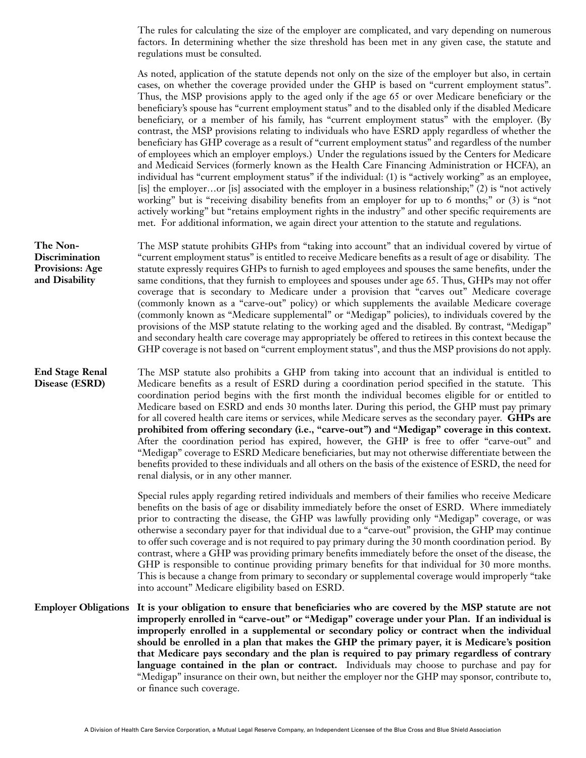The rules for calculating the size of the employer are complicated, and vary depending on numerous factors. In determining whether the size threshold has been met in any given case, the statute and regulations must be consulted.

As noted, application of the statute depends not only on the size of the employer but also, in certain cases, on whether the coverage provided under the GHP is based on "current employment status". Thus, the MSP provisions apply to the aged only if the age 65 or over Medicare beneficiary or the beneficiary's spouse has "current employment status" and to the disabled only if the disabled Medicare beneficiary, or a member of his family, has "current employment status" with the employer. (By contrast, the MSP provisions relating to individuals who have ESRD apply regardless of whether the beneficiary has GHP coverage as a result of "current employment status" and regardless of the number of employees which an employer employs.) Under the regulations issued by the Centers for Medicare and Medicaid Services (formerly known as the Health Care Financing Administration or HCFA), an individual has "current employment status" if the individual: (1) is "actively working" as an employee, [is] the employer…or [is] associated with the employer in a business relationship;" (2) is "not actively working" but is "receiving disability benefits from an employer for up to 6 months;" or (3) is "not actively working" but "retains employment rights in the industry" and other specific requirements are met. For additional information, we again direct your attention to the statute and regulations.

**The Non-Discrimination Provisions: Age and Disability**

The MSP statute prohibits GHPs from "taking into account" that an individual covered by virtue of "current employment status" is entitled to receive Medicare benefits as a result of age or disability. The statute expressly requires GHPs to furnish to aged employees and spouses the same benefits, under the same conditions, that they furnish to employees and spouses under age 65. Thus, GHPs may not offer coverage that is secondary to Medicare under a provision that "carves out" Medicare coverage (commonly known as a "carve-out" policy) or which supplements the available Medicare coverage (commonly known as "Medicare supplemental" or "Medigap" policies), to individuals covered by the provisions of the MSP statute relating to the working aged and the disabled. By contrast, "Medigap" and secondary health care coverage may appropriately be offered to retirees in this context because the GHP coverage is not based on "current employment status", and thus the MSP provisions do not apply.

**End Stage Renal Disease (ESRD)**

The MSP statute also prohibits a GHP from taking into account that an individual is entitled to Medicare benefits as a result of ESRD during a coordination period specified in the statute. This coordination period begins with the first month the individual becomes eligible for or entitled to Medicare based on ESRD and ends 30 months later. During this period, the GHP must pay primary for all covered health care items or services, while Medicare serves as the secondary payer. **GHPs are prohibited from offering secondary (i.e., "carve-out") and "Medigap" coverage in this context.** After the coordination period has expired, however, the GHP is free to offer "carve-out" and "Medigap" coverage to ESRD Medicare beneficiaries, but may not otherwise differentiate between the benefits provided to these individuals and all others on the basis of the existence of ESRD, the need for renal dialysis, or in any other manner.

Special rules apply regarding retired individuals and members of their families who receive Medicare benefits on the basis of age or disability immediately before the onset of ESRD. Where immediately prior to contracting the disease, the GHP was lawfully providing only "Medigap" coverage, or was otherwise a secondary payer for that individual due to a "carve-out" provision, the GHP may continue to offer such coverage and is not required to pay primary during the 30 month coordination period. By contrast, where a GHP was providing primary benefits immediately before the onset of the disease, the GHP is responsible to continue providing primary benefits for that individual for 30 more months. This is because a change from primary to secondary or supplemental coverage would improperly "take into account" Medicare eligibility based on ESRD.

**Employer Obligations**

**It is your obligation to ensure that beneficiaries who are covered by the MSP statute are not improperly enrolled in "carve-out" or "Medigap" coverage under your Plan. If an individual is improperly enrolled in a supplemental or secondary policy or contract when the individual should be enrolled in a plan that makes the GHP the primary payer, it is Medicare's position that Medicare pays secondary and the plan is required to pay primary regardless of contrary language contained in the plan or contract.** Individuals may choose to purchase and pay for "Medigap" insurance on their own, but neither the employer nor the GHP may sponsor, contribute to, or finance such coverage.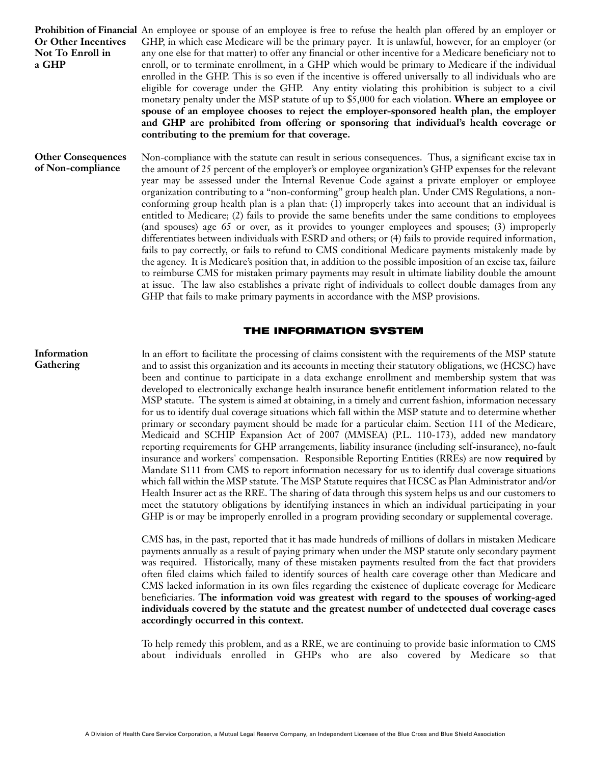**Prohibition of Financial Or Other Incentives Not To Enroll in a GHP**

An employee or spouse of an employee is free to refuse the health plan offered by an employer or GHP, in which case Medicare will be the primary payer. It is unlawful, however, for an employer (or any one else for that matter) to offer any financial or other incentive for a Medicare beneficiary not to enroll, or to terminate enrollment, in a GHP which would be primary to Medicare if the individual enrolled in the GHP. This is so even if the incentive is offered universally to all individuals who are eligible for coverage under the GHP. Any entity violating this prohibition is subject to a civil monetary penalty under the MSP statute of up to $5,000 for each violation. **Where an employee or spouse of an employee chooses to reject the employer-sponsored health plan, the employer and GHP are prohibited from offering or sponsoring that individual's health coverage or contributing to the premium for that coverage.**

**Other Consequences of Non-compliance**

Non-compliance with the statute can result in serious consequences. Thus, a significant excise tax in the amount of 25 percent of the employer's or employee organization's GHP expenses for the relevant year may be assessed under the Internal Revenue Code against a private employer or employee organization contributing to a "non-conforming" group health plan. Under CMS Regulations, a non-conforming group health plan is a plan that: (1) improperly takes into account that an individual is entitled to Medicare; (2) fails to provide the same benefits under the same conditions to employees (and spouses) age 65 or over, as it provides to younger employees and spouses; (3) improperly differentiates between individuals with ESRD and others; or (4) fails to provide required information, fails to pay correctly, or fails to refund to CMS conditional Medicare payments mistakenly made by the agency. It is Medicare's position that, in addition to the possible imposition of an excise tax, failure to reimburse CMS for mistaken primary payments may result in ultimate liability double the amount at issue. The law also establishes a private right of individuals to collect double damages from any GHP that fails to make primary payments in accordance with the MSP provisions.

## THE INFORMATION SYSTEM

**Information Gathering**

In an effort to facilitate the processing of claims consistent with the requirements of the MSP statute and to assist this organization and its accounts in meeting their statutory obligations, we (HCSC) have been and continue to participate in a data exchange enrollment and membership system that was developed to electronically exchange health insurance benefit entitlement information related to the MSP statute. The system is aimed at obtaining, in a timely and current fashion, information necessary for us to identify dual coverage situations which fall within the MSP statute and to determine whether primary or secondary payment should be made for a particular claim. Section 111 of the Medicare, Medicaid and SCHIP Expansion Act of 2007 (MMSEA) (P.L. 110-173), added new mandatory reporting requirements for GHP arrangements, liability insurance (including self-insurance), no-fault insurance and workers' compensation. Responsible Reporting Entities (RREs) are now **required** by Mandate S111 from CMS to report information necessary for us to identify dual coverage situations which fall within the MSP statute. The MSP Statute requires that HCSC as Plan Administrator and/or Health Insurer act as the RRE. The sharing of data through this system helps us and our customers to meet the statutory obligations by identifying instances in which an individual participating in your GHP is or may be improperly enrolled in a program providing secondary or supplemental coverage.

CMS has, in the past, reported that it has made hundreds of millions of dollars in mistaken Medicare payments annually as a result of paying primary when under the MSP statute only secondary payment was required. Historically, many of these mistaken payments resulted from the fact that providers often filed claims which failed to identify sources of health care coverage other than Medicare and CMS lacked information in its own files regarding the existence of duplicate coverage for Medicare beneficiaries. **The information void was greatest with regard to the spouses of working-aged individuals covered by the statute and the greatest number of undetected dual coverage cases accordingly occurred in this context.**

To help remedy this problem, and as a RRE, we are continuing to provide basic information to CMS about individuals enrolled in GHPs who are also covered by Medicare so that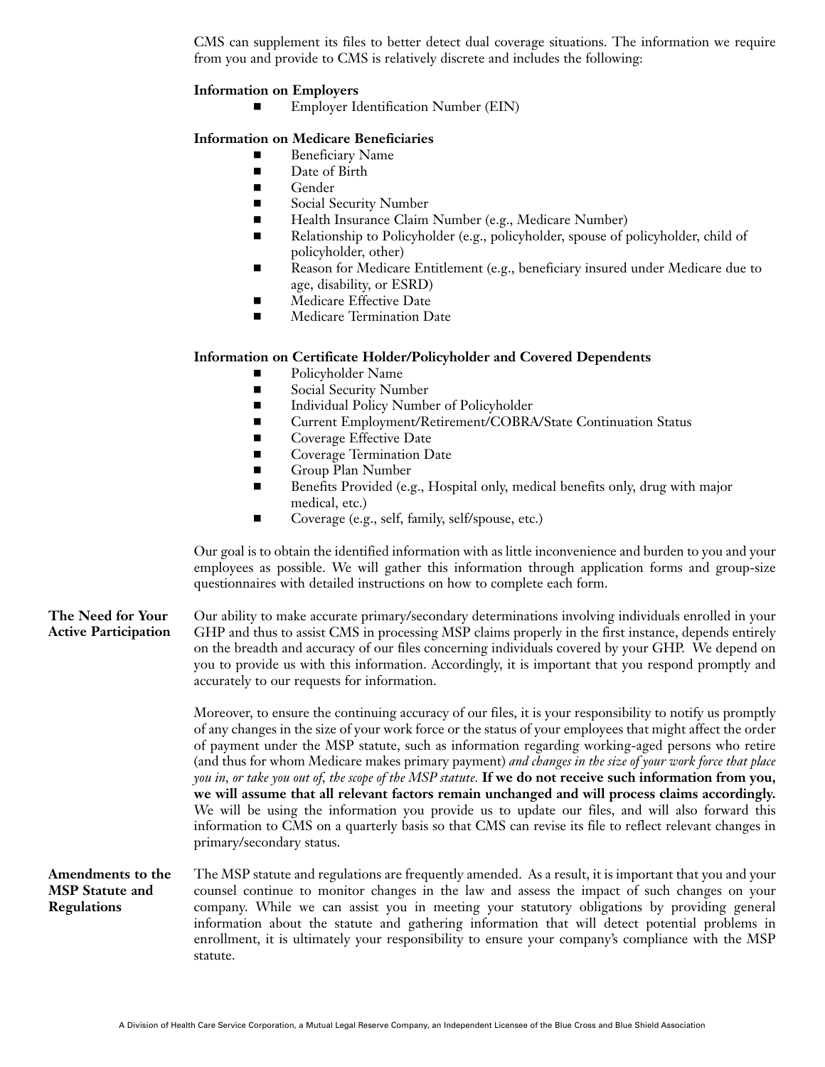CMS can supplement its files to better detect dual coverage situations. The information we require from you and provide to CMS is relatively discrete and includes the following:

**Information on Employers**

- Employer Identification Number (EIN)

**Information on Medicare Beneficiaries**

- Beneficiary Name
- Date of Birth
- Gender
- Social Security Number
- Health Insurance Claim Number (e.g., Medicare Number)
- Relationship to Policyholder (e.g., policyholder, spouse of policyholder, child of policyholder, other)
- Reason for Medicare Entitlement (e.g., beneficiary insured under Medicare due to age, disability, or ESRD)
- Medicare Effective Date
- Medicare Termination Date

**Information on Certificate Holder/Policyholder and Covered Dependents**

- Policyholder Name
- Social Security Number
- Individual Policy Number of Policyholder
- Current Employment/Retirement/COBRA/State Continuation Status
- Coverage Effective Date
- Coverage Termination Date
- Group Plan Number
- Benefits Provided (e.g., Hospital only, medical benefits only, drug with major medical, etc.)
- Coverage (e.g., self, family, self/spouse, etc.)

Our goal is to obtain the identified information with as little inconvenience and burden to you and your employees as possible. We will gather this information through application forms and group-size questionnaires with detailed instructions on how to complete each form.

**The Need for Your Active Participation**

Our ability to make accurate primary/secondary determinations involving individuals enrolled in your GHP and thus to assist CMS in processing MSP claims properly in the first instance, depends entirely on the breadth and accuracy of our files concerning individuals covered by your GHP. We depend on you to provide us with this information. Accordingly, it is important that you respond promptly and accurately to our requests for information.

Moreover, to ensure the continuing accuracy of our files, it is your responsibility to notify us promptly of any changes in the size of your work force or the status of your employees that might affect the order of payment under the MSP statute, such as information regarding working-aged persons who retire (and thus for whom Medicare makes primary payment) *and changes in the size of your work force that place you in, or take you out of, the scope of the MSP statute.* **If we do not receive such information from you, we will assume that all relevant factors remain unchanged and will process claims accordingly.** We will be using the information you provide us to update our files, and will also forward this information to CMS on a quarterly basis so that CMS can revise its file to reflect relevant changes in primary/secondary status.

**Amendments to the MSP Statute and Regulations**

The MSP statute and regulations are frequently amended. As a result, it is important that you and your counsel continue to monitor changes in the law and assess the impact of such changes on your company. While we can assist you in meeting your statutory obligations by providing general information about the statute and gathering information that will detect potential problems in enrollment, it is ultimately your responsibility to ensure your company's compliance with the MSP statute.

A Division of Health Care Service Corporation, a Mutual Legal Reserve Company, an Independent Licensee of the Blue Cross and Blue Shield Association